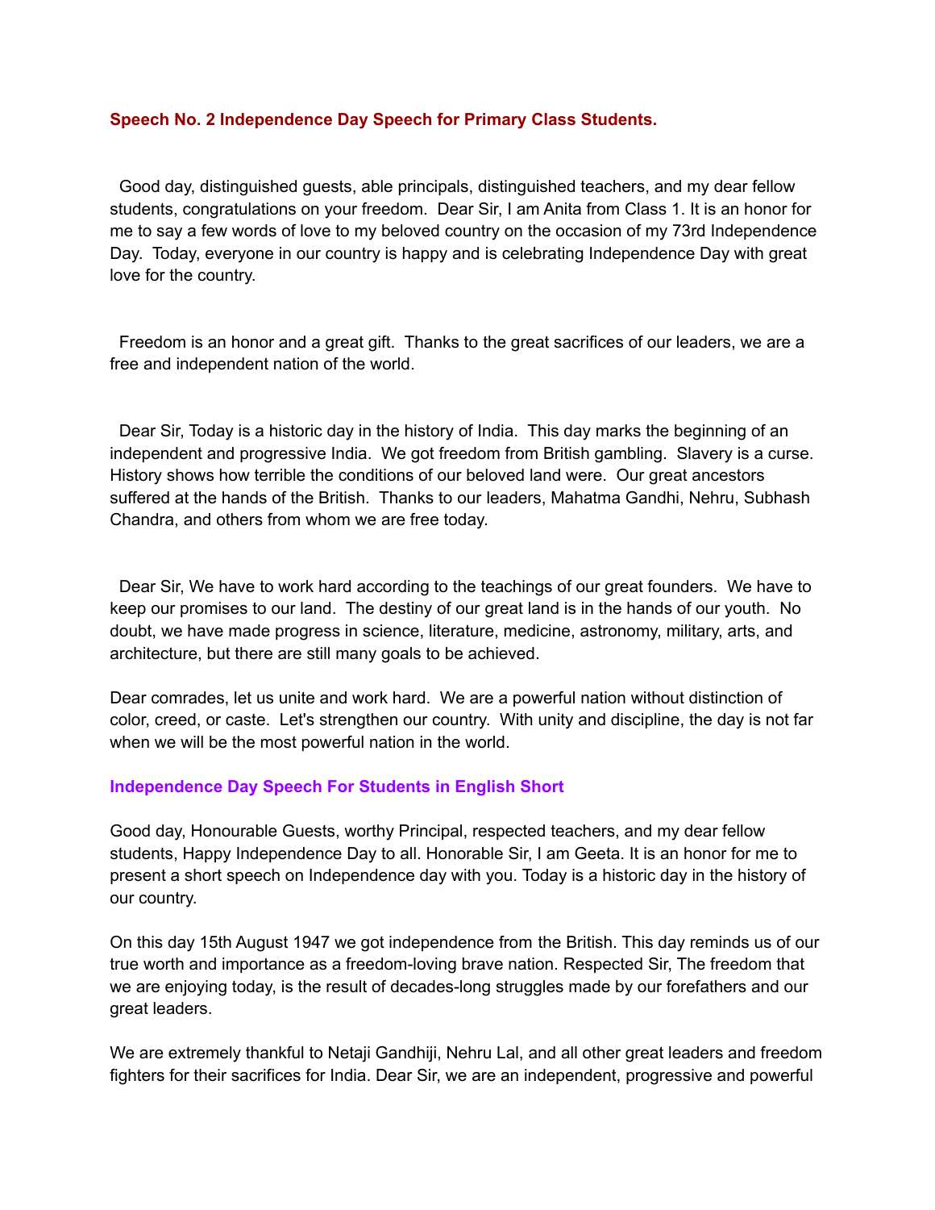### Speech No. 2 Independence Day Speech for Primary Class Students.

Good day, distinguished guests, able principals, distinguished teachers, and my dear fellow students, congratulations on your freedom. Dear Sir, I am Anita from Class 1. It is an honor for me to say a few words of love to my beloved country on the occasion of my 73rd Independence Day. Today, everyone in our country is happy and is celebrating Independence Day with great love for the country.

Freedom is an honor and a great gift. Thanks to the great sacrifices of our leaders, we are a free and independent nation of the world.

Dear Sir, Today is a historic day in the history of India. This day marks the beginning of an independent and progressive India. We got freedom from British gambling. Slavery is a curse. History shows how terrible the conditions of our beloved land were. Our great ancestors suffered at the hands of the British. Thanks to our leaders, Mahatma Gandhi, Nehru, Subhash Chandra, and others from whom we are free today.

Dear Sir, We have to work hard according to the teachings of our great founders. We have to keep our promises to our land. The destiny of our great land is in the hands of our youth. No doubt, we have made progress in science, literature, medicine, astronomy, military, arts, and architecture, but there are still many goals to be achieved.

Dear comrades, let us unite and work hard. We are a powerful nation without distinction of color, creed, or caste. Let's strengthen our country. With unity and discipline, the day is not far when we will be the most powerful nation in the world.

### Independence Day Speech For Students in English Short

Good day, Honourable Guests, worthy Principal, respected teachers, and my dear fellow students, Happy Independence Day to all. Honorable Sir, I am Geeta. It is an honor for me to present a short speech on Independence day with you. Today is a historic day in the history of our country.

On this day 15th August 1947 we got independence from the British. This day reminds us of our true worth and importance as a freedom-loving brave nation. Respected Sir, The freedom that we are enjoying today, is the result of decades-long struggles made by our forefathers and our great leaders.

We are extremely thankful to Netaji Gandhiji, Nehru Lal, and all other great leaders and freedom fighters for their sacrifices for India. Dear Sir, we are an independent, progressive and powerful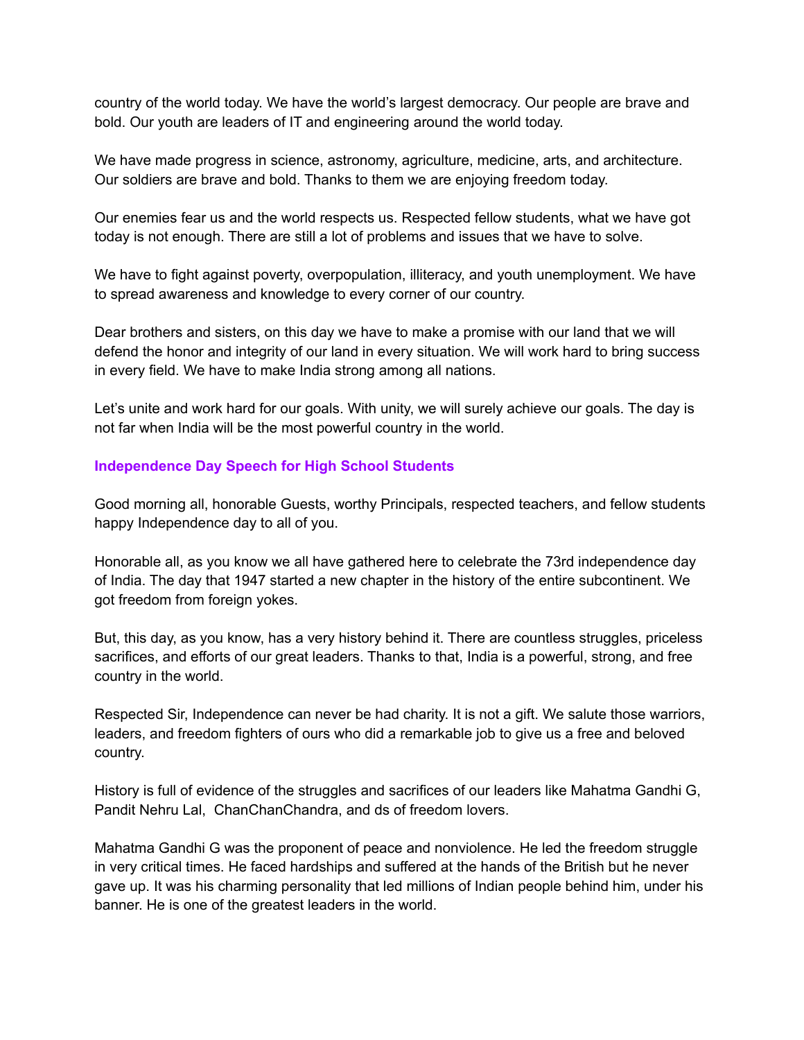country of the world today. We have the world's largest democracy. Our people are brave and bold. Our youth are leaders of IT and engineering around the world today.

We have made progress in science, astronomy, agriculture, medicine, arts, and architecture. Our soldiers are brave and bold. Thanks to them we are enjoying freedom today.

Our enemies fear us and the world respects us. Respected fellow students, what we have got today is not enough. There are still a lot of problems and issues that we have to solve.

We have to fight against poverty, overpopulation, illiteracy, and youth unemployment. We have to spread awareness and knowledge to every corner of our country.

Dear brothers and sisters, on this day we have to make a promise with our land that we will defend the honor and integrity of our land in every situation. We will work hard to bring success in every field. We have to make India strong among all nations.

Let's unite and work hard for our goals. With unity, we will surely achieve our goals. The day is not far when India will be the most powerful country in the world.

### Independence Day Speech for High School Students

Good morning all, honorable Guests, worthy Principals, respected teachers, and fellow students happy Independence day to all of you.

Honorable all, as you know we all have gathered here to celebrate the 73rd independence day of India. The day that 1947 started a new chapter in the history of the entire subcontinent. We got freedom from foreign yokes.

But, this day, as you know, has a very history behind it. There are countless struggles, priceless sacrifices, and efforts of our great leaders. Thanks to that, India is a powerful, strong, and free country in the world.

Respected Sir, Independence can never be had charity. It is not a gift. We salute those warriors, leaders, and freedom fighters of ours who did a remarkable job to give us a free and beloved country.

History is full of evidence of the struggles and sacrifices of our leaders like Mahatma Gandhi G, Pandit Nehru Lal, ChanChanChandra, and ds of freedom lovers.

Mahatma Gandhi G was the proponent of peace and nonviolence. He led the freedom struggle in very critical times. He faced hardships and suffered at the hands of the British but he never gave up. It was his charming personality that led millions of Indian people behind him, under his banner. He is one of the greatest leaders in the world.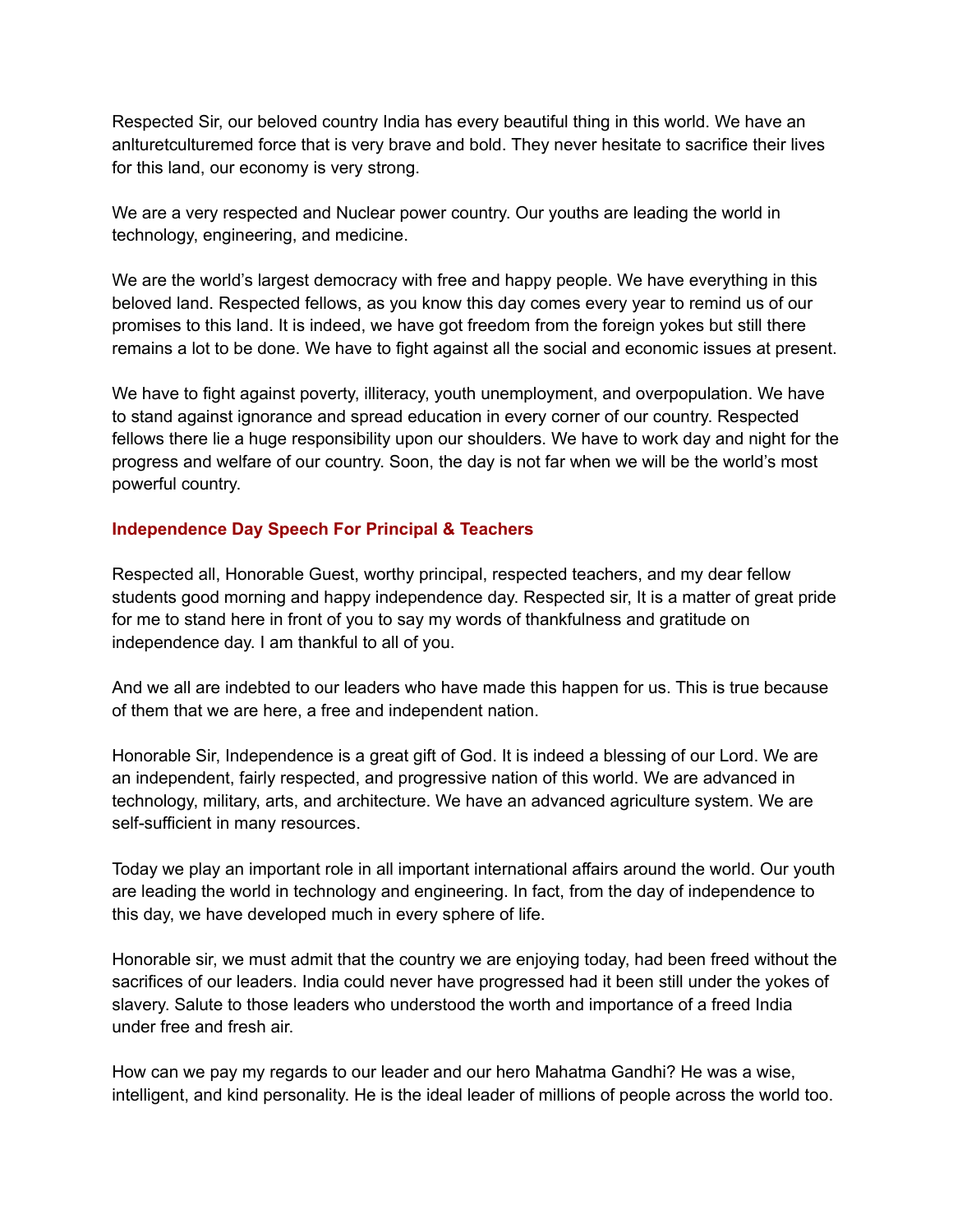Respected Sir, our beloved country India has every beautiful thing in this world. We have an anlturetculturemed force that is very brave and bold. They never hesitate to sacrifice their lives for this land, our economy is very strong.

We are a very respected and Nuclear power country. Our youths are leading the world in technology, engineering, and medicine.

We are the world's largest democracy with free and happy people. We have everything in this beloved land. Respected fellows, as you know this day comes every year to remind us of our promises to this land. It is indeed, we have got freedom from the foreign yokes but still there remains a lot to be done. We have to fight against all the social and economic issues at present.

We have to fight against poverty, illiteracy, youth unemployment, and overpopulation. We have to stand against ignorance and spread education in every corner of our country. Respected fellows there lie a huge responsibility upon our shoulders. We have to work day and night for the progress and welfare of our country. Soon, the day is not far when we will be the world's most powerful country.

### Independence Day Speech For Principal & Teachers

Respected all, Honorable Guest, worthy principal, respected teachers, and my dear fellow students good morning and happy independence day. Respected sir, It is a matter of great pride for me to stand here in front of you to say my words of thankfulness and gratitude on independence day. I am thankful to all of you.

And we all are indebted to our leaders who have made this happen for us. This is true because of them that we are here, a free and independent nation.

Honorable Sir, Independence is a great gift of God. It is indeed a blessing of our Lord. We are an independent, fairly respected, and progressive nation of this world. We are advanced in technology, military, arts, and architecture. We have an advanced agriculture system. We are self-sufficient in many resources.

Today we play an important role in all important international affairs around the world. Our youth are leading the world in technology and engineering. In fact, from the day of independence to this day, we have developed much in every sphere of life.

Honorable sir, we must admit that the country we are enjoying today, had been freed without the sacrifices of our leaders. India could never have progressed had it been still under the yokes of slavery. Salute to those leaders who understood the worth and importance of a freed India under free and fresh air.

How can we pay my regards to our leader and our hero Mahatma Gandhi? He was a wise, intelligent, and kind personality. He is the ideal leader of millions of people across the world too.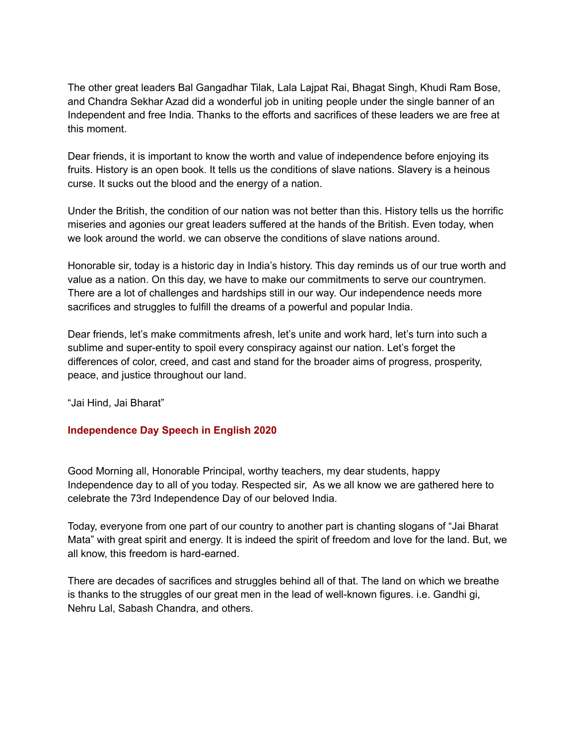The other great leaders Bal Gangadhar Tilak, Lala Lajpat Rai, Bhagat Singh, Khudi Ram Bose, and Chandra Sekhar Azad did a wonderful job in uniting people under the single banner of an Independent and free India. Thanks to the efforts and sacrifices of these leaders we are free at this moment.

Dear friends, it is important to know the worth and value of independence before enjoying its fruits. History is an open book. It tells us the conditions of slave nations. Slavery is a heinous curse. It sucks out the blood and the energy of a nation.

Under the British, the condition of our nation was not better than this. History tells us the horrific miseries and agonies our great leaders suffered at the hands of the British. Even today, when we look around the world. we can observe the conditions of slave nations around.

Honorable sir, today is a historic day in India's history. This day reminds us of our true worth and value as a nation. On this day, we have to make our commitments to serve our countrymen. There are a lot of challenges and hardships still in our way. Our independence needs more sacrifices and struggles to fulfill the dreams of a powerful and popular India.

Dear friends, let's make commitments afresh, let's unite and work hard, let's turn into such a sublime and super-entity to spoil every conspiracy against our nation. Let's forget the differences of color, creed, and cast and stand for the broader aims of progress, prosperity, peace, and justice throughout our land.

"Jai Hind, Jai Bharat"

### Independence Day Speech in English 2020

Good Morning all, Honorable Principal, worthy teachers, my dear students, happy Independence day to all of you today. Respected sir, As we all know we are gathered here to celebrate the 73rd Independence Day of our beloved India.

Today, everyone from one part of our country to another part is chanting slogans of "Jai Bharat Mata" with great spirit and energy. It is indeed the spirit of freedom and love for the land. But, we all know, this freedom is hard-earned.

There are decades of sacrifices and struggles behind all of that. The land on which we breathe is thanks to the struggles of our great men in the lead of well-known figures. i.e. Gandhi gi, Nehru Lal, Sabash Chandra, and others.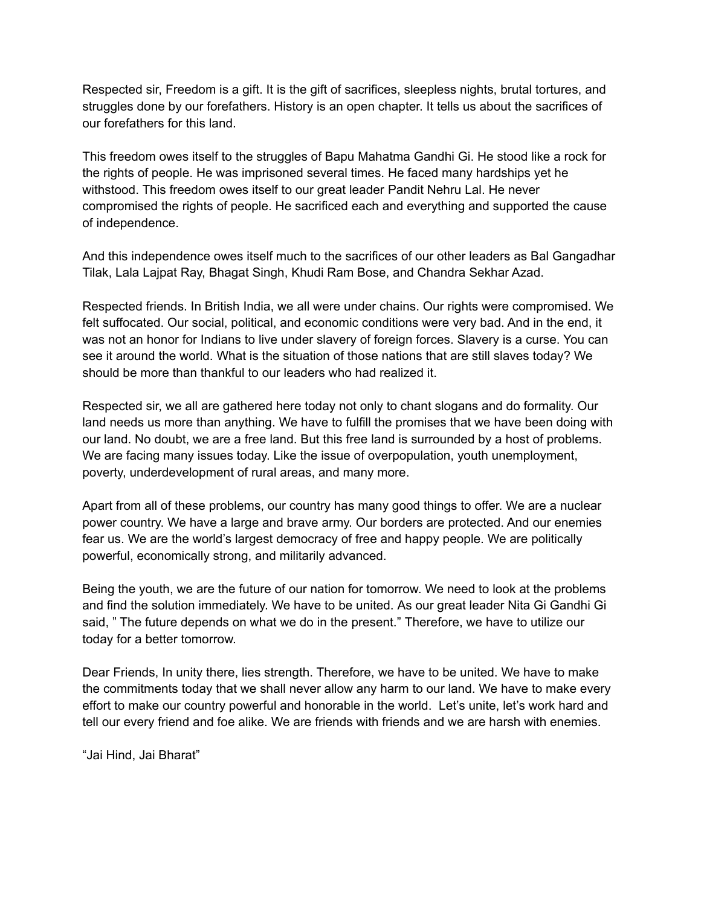Respected sir, Freedom is a gift. It is the gift of sacrifices, sleepless nights, brutal tortures, and struggles done by our forefathers. History is an open chapter. It tells us about the sacrifices of our forefathers for this land.

This freedom owes itself to the struggles of Bapu Mahatma Gandhi Gi. He stood like a rock for the rights of people. He was imprisoned several times. He faced many hardships yet he withstood. This freedom owes itself to our great leader Pandit Nehru Lal. He never compromised the rights of people. He sacrificed each and everything and supported the cause of independence.

And this independence owes itself much to the sacrifices of our other leaders as Bal Gangadhar Tilak, Lala Lajpat Ray, Bhagat Singh, Khudi Ram Bose, and Chandra Sekhar Azad.

Respected friends. In British India, we all were under chains. Our rights were compromised. We felt suffocated. Our social, political, and economic conditions were very bad. And in the end, it was not an honor for Indians to live under slavery of foreign forces. Slavery is a curse. You can see it around the world. What is the situation of those nations that are still slaves today? We should be more than thankful to our leaders who had realized it.

Respected sir, we all are gathered here today not only to chant slogans and do formality. Our land needs us more than anything. We have to fulfill the promises that we have been doing with our land. No doubt, we are a free land. But this free land is surrounded by a host of problems. We are facing many issues today. Like the issue of overpopulation, youth unemployment, poverty, underdevelopment of rural areas, and many more.

Apart from all of these problems, our country has many good things to offer. We are a nuclear power country. We have a large and brave army. Our borders are protected. And our enemies fear us. We are the world's largest democracy of free and happy people. We are politically powerful, economically strong, and militarily advanced.

Being the youth, we are the future of our nation for tomorrow. We need to look at the problems and find the solution immediately. We have to be united. As our great leader Nita Gi Gandhi Gi said, " The future depends on what we do in the present." Therefore, we have to utilize our today for a better tomorrow.

Dear Friends, In unity there, lies strength. Therefore, we have to be united. We have to make the commitments today that we shall never allow any harm to our land. We have to make every effort to make our country powerful and honorable in the world. Let's unite, let's work hard and tell our every friend and foe alike. We are friends with friends and we are harsh with enemies.

"Jai Hind, Jai Bharat"